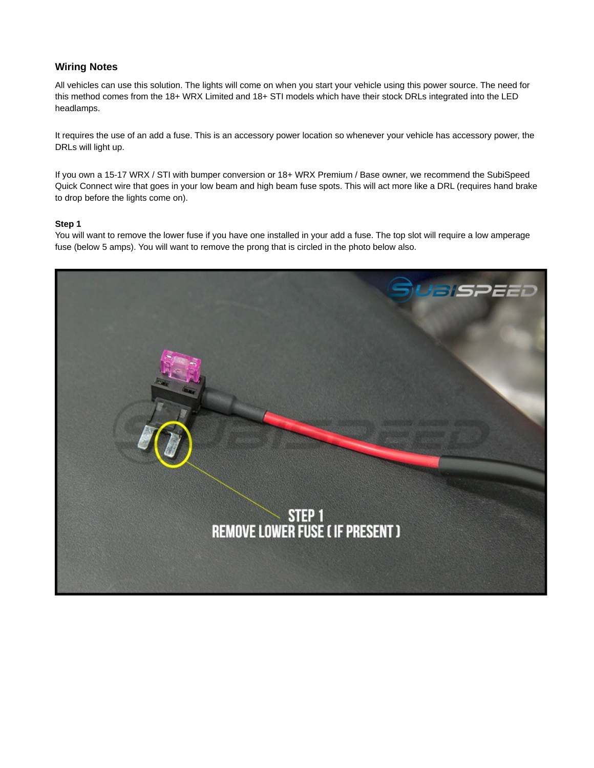## Wiring Notes

All vehicles can use this solution. The lights will come on when you start your vehicle using this power source. The need for this method comes from the 18+ WRX Limited and 18+ STI models which have their stock DRLs integrated into the LED headlamps.

It requires the use of an add a fuse. This is an accessory power location so whenever your vehicle has accessory power, the DRLs will light up.

If you own a 15-17 WRX / STI with bumper conversion or 18+ WRX Premium / Base owner, we recommend the SubiSpeed Quick Connect wire that goes in your low beam and high beam fuse spots. This will act more like a DRL (requires hand brake to drop before the lights come on).

**Step 1**

You will want to remove the lower fuse if you have one installed in your add a fuse. The top slot will require a low amperage fuse (below 5 amps). You will want to remove the prong that is circled in the photo below also.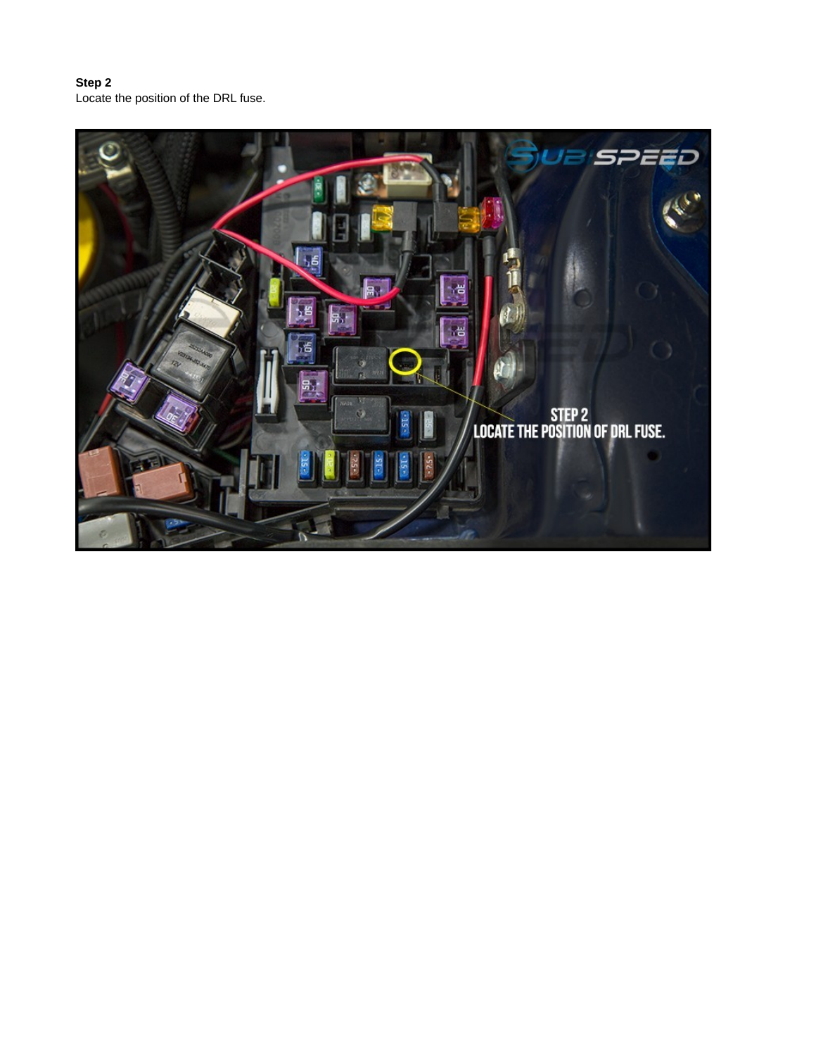**Step 2**
Locate the position of the DRL fuse.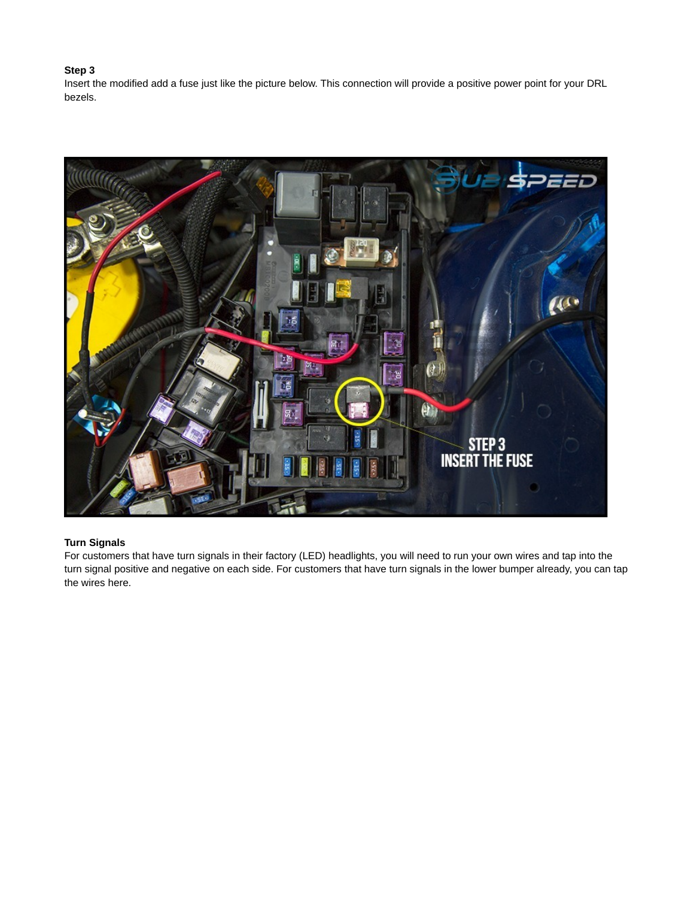**Step 3**

Insert the modified add a fuse just like the picture below. This connection will provide a positive power point for your DRL bezels.

**Turn Signals**

For customers that have turn signals in their factory (LED) headlights, you will need to run your own wires and tap into the turn signal positive and negative on each side. For customers that have turn signals in the lower bumper already, you can tap the wires here.